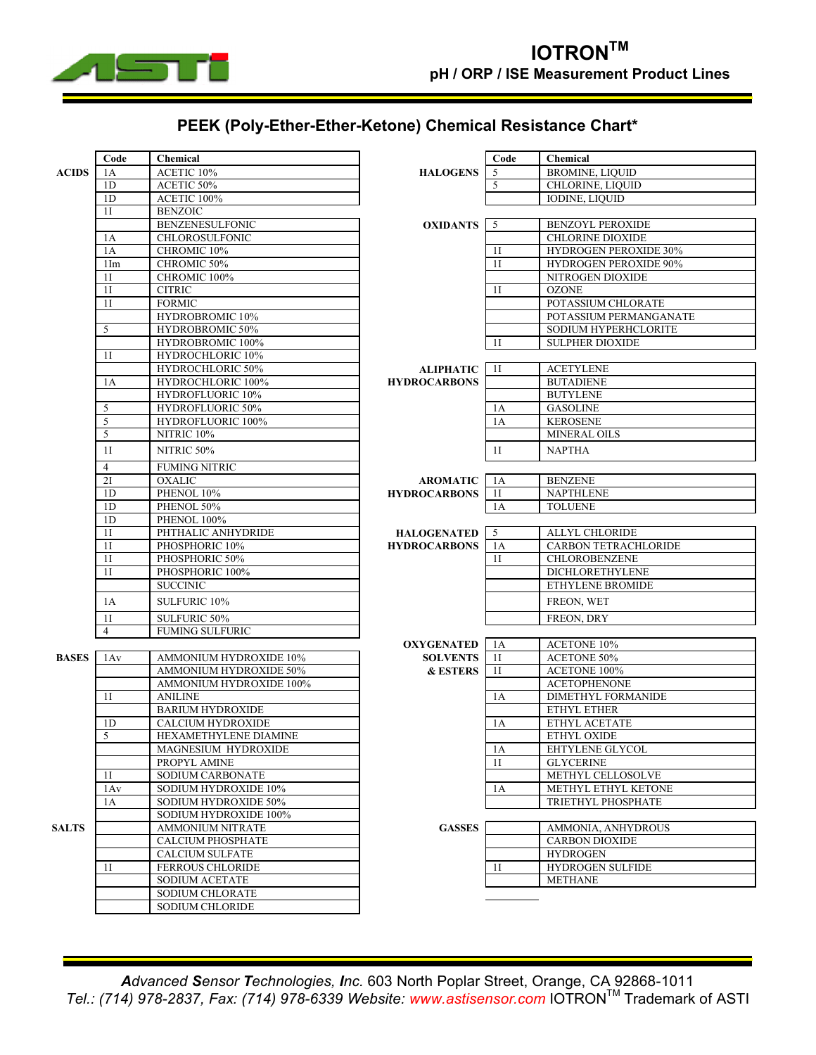# IOTRON™

## pH / ORP / ISE Measurement Product Lines

## PEEK (Poly-Ether-Ether-Ketone) Chemical Resistance Chart*

| Category | Code | Chemical |
|---|---|---|
| ACIDS | 1A | ACETIC 10% |
| | 1D | ACETIC 50% |
| | 1D | ACETIC 100% |
| | 1I | BENZOIC |
| | | BENZENESULFONIC |
| | 1A | CHLOROSULFONIC |
| | 1A | CHROMIC 10% |
| | 1Im | CHROMIC 50% |
| | 1I | CHROMIC 100% |
| | 1I | CITRIC |
| | 1I | FORMIC |
| | | HYDROBROMIC 10% |
| | 5 | HYDROBROMIC 50% |
| | | HYDROBROMIC 100% |
| | 1I | HYDROCHLORIC 10% |
| | | HYDROCHLORIC 50% |
| | 1A | HYDROCHLORIC 100% |
| | | HYDROFLUORIC 10% |
| | 5 | HYDROFLUORIC 50% |
| | 5 | HYDROFLUORIC 100% |
| | 5 | NITRIC 10% |
| | 1I | NITRIC 50% |
| | 4 | FUMING NITRIC |
| | 2I | OXALIC |
| | 1D | PHENOL 10% |
| | 1D | PHENOL 50% |
| | 1D | PHENOL 100% |
| | 1I | PHTHALIC ANHYDRIDE |
| | 1I | PHOSPHORIC 10% |
| | 1I | PHOSPHORIC 50% |
| | 1I | PHOSPHORIC 100% |
| | | SUCCINIC |
| | 1A | SULFURIC 10% |
| | 1I | SULFURIC 50% |
| | 4 | FUMING SULFURIC |
| BASES | 1Av | AMMONIUM HYDROXIDE 10% |
| | | AMMONIUM HYDROXIDE 50% |
| | | AMMONIUM HYDROXIDE 100% |
| | 1I | ANILINE |
| | | BARIUM HYDROXIDE |
| | 1D | CALCIUM HYDROXIDE |
| | 5 | HEXAMETHYLENE DIAMINE |
| | | MAGNESIUM HYDROXIDE |
| | | PROPYL AMINE |
| | 1I | SODIUM CARBONATE |
| | 1Av | SODIUM HYDROXIDE 10% |
| | 1A | SODIUM HYDROXIDE 50% |
| | | SODIUM HYDROXIDE 100% |
| SALTS | | AMMONIUM NITRATE |
| | | CALCIUM PHOSPHATE |
| | | CALCIUM SULFATE |
| | 1I | FERROUS CHLORIDE |
| | | SODIUM ACETATE |
| | | SODIUM CHLORATE |
| | | SODIUM CHLORIDE |

| Category | Code | Chemical |
|---|---|---|
| HALOGENS | 5 | BROMINE, LIQUID |
| | 5 | CHLORINE, LIQUID |
| | | IODINE, LIQUID |
| OXIDANTS | 5 | BENZOYL PEROXIDE |
| | | CHLORINE DIOXIDE |
| | 1I | HYDROGEN PEROXIDE 30% |
| | 1I | HYDROGEN PEROXIDE 90% |
| | | NITROGEN DIOXIDE |
| | 1I | OZONE |
| | | POTASSIUM CHLORATE |
| | | POTASSIUM PERMANGANATE |
| | | SODIUM HYPERHCLORITE |
| | 1I | SULPHER DIOXIDE |
| ALIPHATIC HYDROCARBONS | 1I | ACETYLENE |
| | | BUTADIENE |
| | | BUTYLENE |
| | 1A | GASOLINE |
| | 1A | KEROSENE |
| | | MINERAL OILS |
| | 1I | NAPTHA |
| AROMATIC HYDROCARBONS | 1A | BENZENE |
| | 1I | NAPTHLENE |
| | 1A | TOLUENE |
| HALOGENATED HYDROCARBONS | 5 | ALLYL CHLORIDE |
| | 1A | CARBON TETRACHLORIDE |
| | 1I | CHLOROBENZENE |
| | | DICHLORETHYLENE |
| | | ETHYLENE BROMIDE |
| | | FREON, WET |
| | | FREON, DRY |
| OXYGENATED SOLVENTS & ESTERS | 1A | ACETONE 10% |
| | 1I | ACETONE 50% |
| | 1I | ACETONE 100% |
| | | ACETOPHENONE |
| | 1A | DIMETHYL FORMANIDE |
| | | ETHYL ETHER |
| | 1A | ETHYL ACETATE |
| | | ETHYL OXIDE |
| | 1A | EHTYLENE GLYCOL |
| | 1I | GLYCERINE |
| | | METHYL CELLOSOLVE |
| | 1A | METHYL ETHYL KETONE |
| | | TRIETHYL PHOSPHATE |
| GASSES | | AMMONIA, ANHYDROUS |
| | | CARBON DIOXIDE |
| | | HYDROGEN |
| | 1I | HYDROGEN SULFIDE |
| | | METHANE |

*Advanced Sensor Technologies, Inc.* 603 North Poplar Street, Orange, CA 92868-1011
*Tel.: (714) 978-2837, Fax: (714) 978-6339 Website:* www.astisensor.com IOTRON™ Trademark of ASTI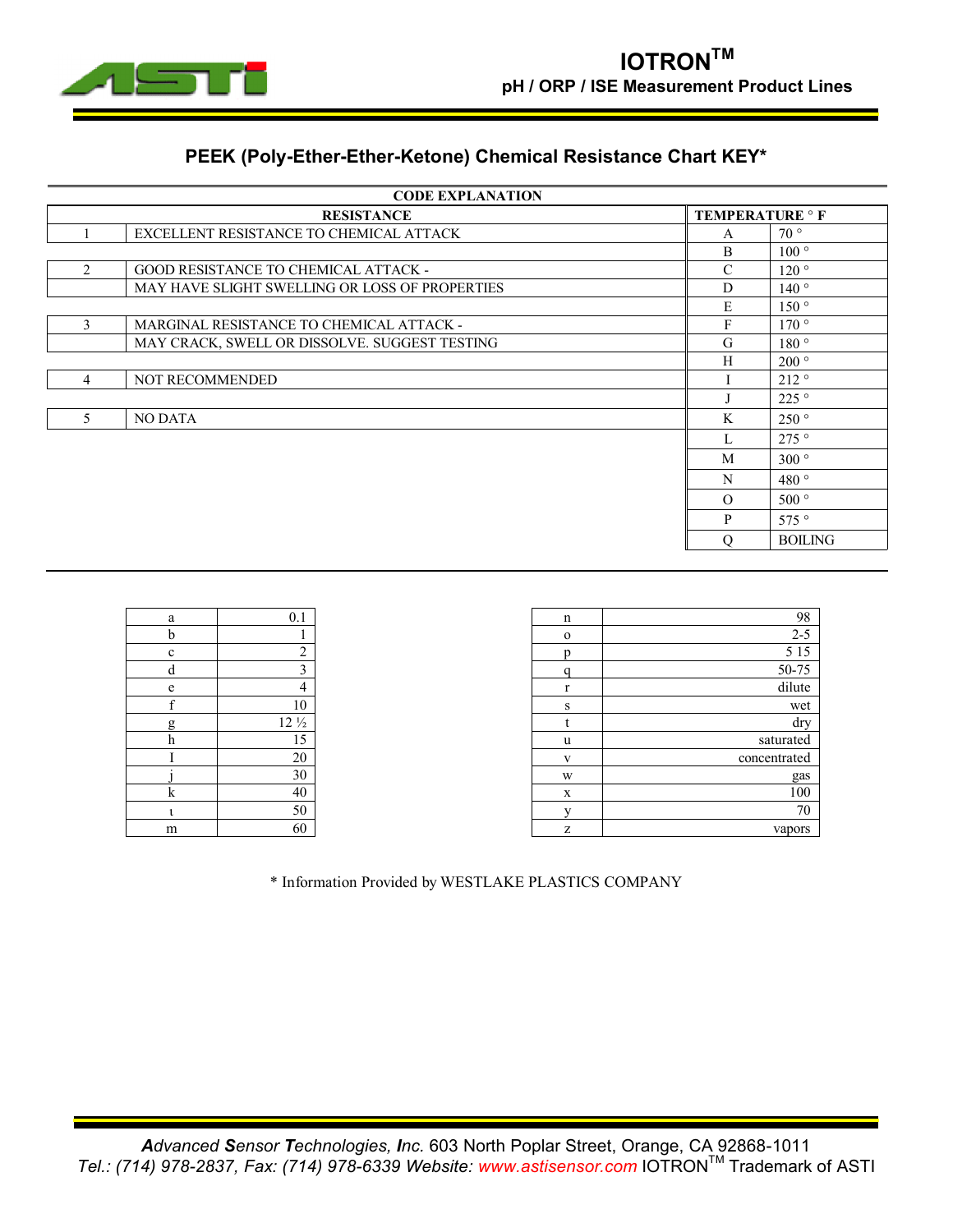## PEEK (Poly-Ether-Ether-Ketone) Chemical Resistance Chart KEY*

**CODE EXPLANATION**

| RESISTANCE | | TEMPERATURE ° F | |
|---|---|---|---|
| 1 | EXCELLENT RESISTANCE TO CHEMICAL ATTACK | A | 70 ° |
| | | B | 100 ° |
| 2 | GOOD RESISTANCE TO CHEMICAL ATTACK - | C | 120 ° |
| | MAY HAVE SLIGHT SWELLING OR LOSS OF PROPERTIES | D | 140 ° |
| | | E | 150 ° |
| 3 | MARGINAL RESISTANCE TO CHEMICAL ATTACK - | F | 170 ° |
| | MAY CRACK, SWELL OR DISSOLVE. SUGGEST TESTING | G | 180 ° |
| | | H | 200 ° |
| 4 | NOT RECOMMENDED | I | 212 ° |
| | | J | 225 ° |
| 5 | NO DATA | K | 250 ° |
| | | L | 275 ° |
| | | M | 300 ° |
| | | N | 480 ° |
| | | O | 500 ° |
| | | P | 575 ° |
| | | Q | BOILING |

| | |
|---|---|
| a | 0.1 |
| b | 1 |
| c | 2 |
| d | 3 |
| e | 4 |
| f | 10 |
| g | 12 ½ |
| h | 15 |
| I | 20 |
| j | 30 |
| k | 40 |
| ι | 50 |
| m | 60 |

| | |
|---|---|
| n | 98 |
| o | 2-5 |
| p | 5 15 |
| q | 50-75 |
| r | dilute |
| s | wet |
| t | dry |
| u | saturated |
| v | concentrated |
| w | gas |
| x | 100 |
| y | 70 |
| z | vapors |

\* Information Provided by WESTLAKE PLASTICS COMPANY